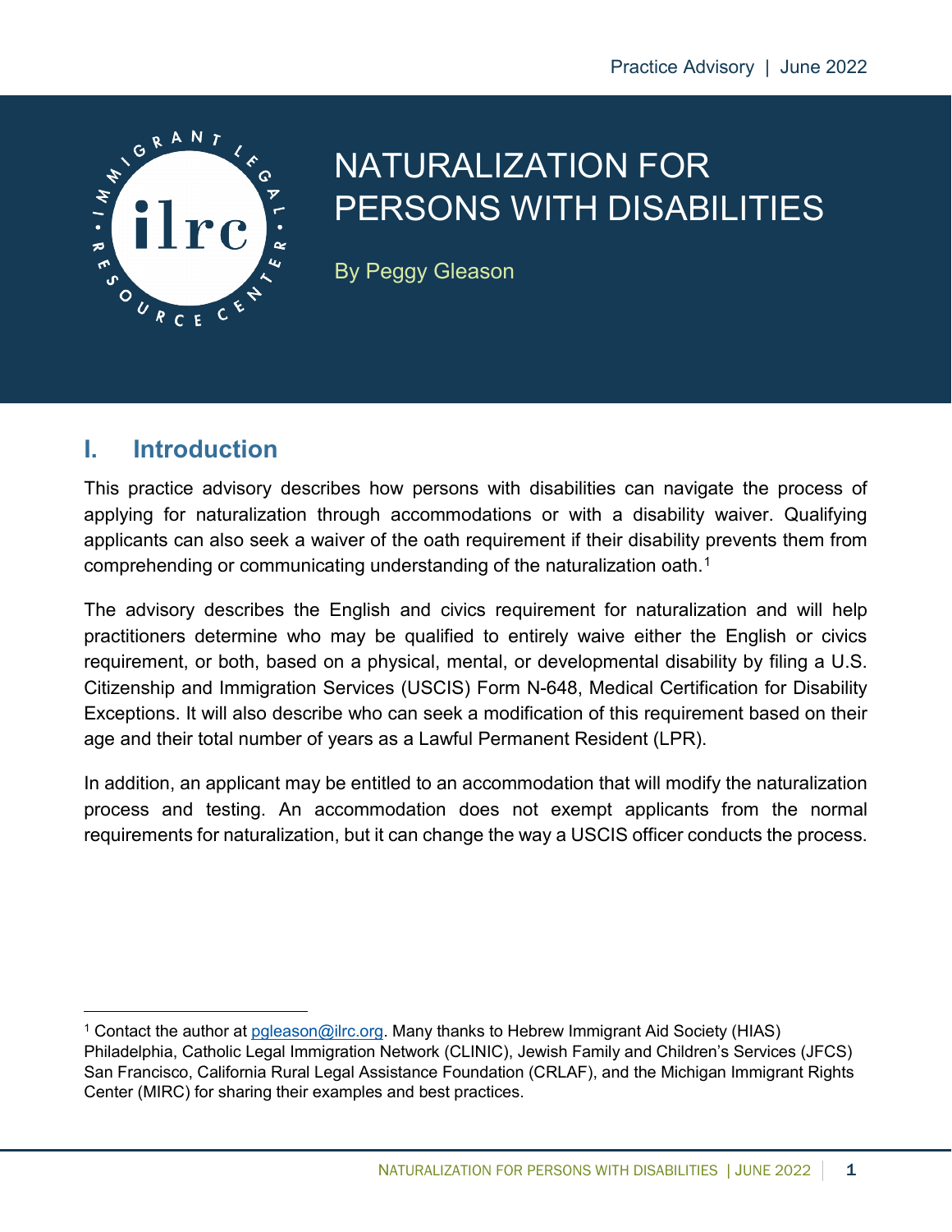# NATURALIZATION FOR PERSONS WITH DISABILITIES

By Peggy Gleason

## I. Introduction

This practice advisory describes how persons with disabilities can navigate the process of applying for naturalization through accommodations or with a disability waiver. Qualifying applicants can also seek a waiver of the oath requirement if their disability prevents them from comprehending or communicating understanding of the naturalization oath.[1]

The advisory describes the English and civics requirement for naturalization and will help practitioners determine who may be qualified to entirely waive either the English or civics requirement, or both, based on a physical, mental, or developmental disability by filing a U.S. Citizenship and Immigration Services (USCIS) Form N-648, Medical Certification for Disability Exceptions. It will also describe who can seek a modification of this requirement based on their age and their total number of years as a Lawful Permanent Resident (LPR).

In addition, an applicant may be entitled to an accommodation that will modify the naturalization process and testing. An accommodation does not exempt applicants from the normal requirements for naturalization, but it can change the way a USCIS officer conducts the process.

[1] Contact the author at pgleason@ilrc.org. Many thanks to Hebrew Immigrant Aid Society (HIAS) Philadelphia, Catholic Legal Immigration Network (CLINIC), Jewish Family and Children's Services (JFCS) San Francisco, California Rural Legal Assistance Foundation (CRLAF), and the Michigan Immigrant Rights Center (MIRC) for sharing their examples and best practices.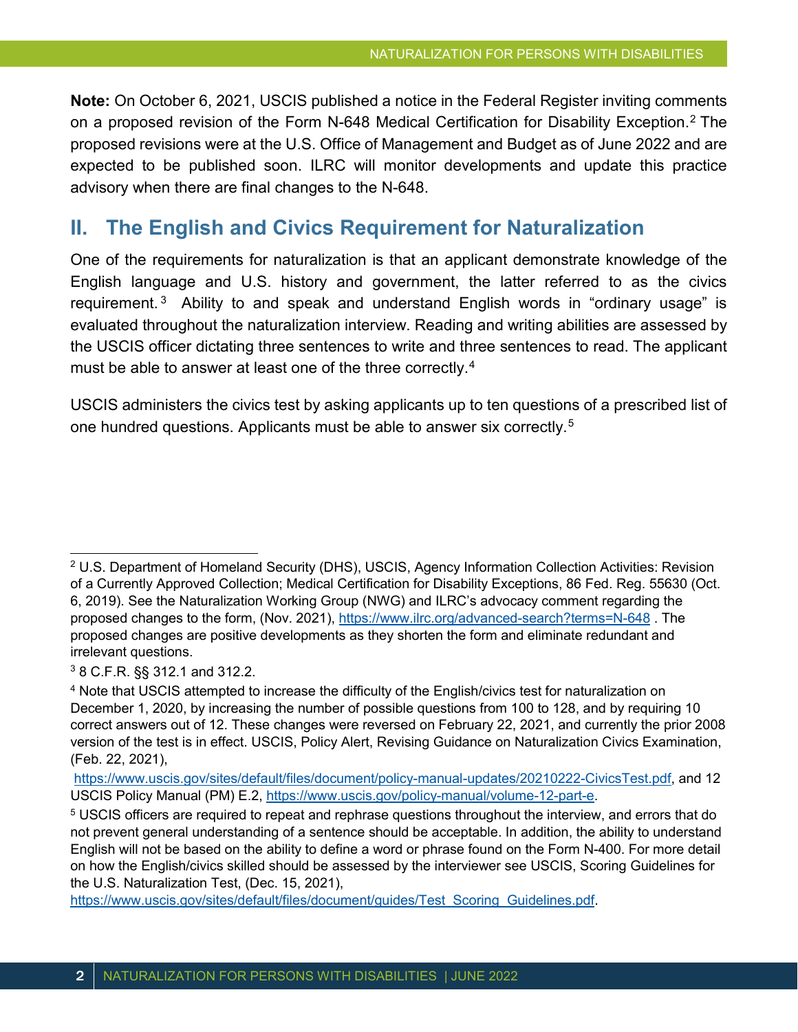**Note:** On October 6, 2021, USCIS published a notice in the Federal Register inviting comments on a proposed revision of the Form N-648 Medical Certification for Disability Exception.[2] The proposed revisions were at the U.S. Office of Management and Budget as of June 2022 and are expected to be published soon. ILRC will monitor developments and update this practice advisory when there are final changes to the N-648.

## II. The English and Civics Requirement for Naturalization

One of the requirements for naturalization is that an applicant demonstrate knowledge of the English language and U.S. history and government, the latter referred to as the civics requirement.[3] Ability to and speak and understand English words in "ordinary usage" is evaluated throughout the naturalization interview. Reading and writing abilities are assessed by the USCIS officer dictating three sentences to write and three sentences to read. The applicant must be able to answer at least one of the three correctly.[4]

USCIS administers the civics test by asking applicants up to ten questions of a prescribed list of one hundred questions. Applicants must be able to answer six correctly.[5]

---

[2] U.S. Department of Homeland Security (DHS), USCIS, Agency Information Collection Activities: Revision of a Currently Approved Collection; Medical Certification for Disability Exceptions, 86 Fed. Reg. 55630 (Oct. 6, 2019). See the Naturalization Working Group (NWG) and ILRC's advocacy comment regarding the proposed changes to the form, (Nov. 2021), https://www.ilrc.org/advanced-search?terms=N-648 . The proposed changes are positive developments as they shorten the form and eliminate redundant and irrelevant questions.

[3] 8 C.F.R. §§ 312.1 and 312.2.

[4] Note that USCIS attempted to increase the difficulty of the English/civics test for naturalization on December 1, 2020, by increasing the number of possible questions from 100 to 128, and by requiring 10 correct answers out of 12. These changes were reversed on February 22, 2021, and currently the prior 2008 version of the test is in effect. USCIS, Policy Alert, Revising Guidance on Naturalization Civics Examination, (Feb. 22, 2021), https://www.uscis.gov/sites/default/files/document/policy-manual-updates/20210222-CivicsTest.pdf, and 12 USCIS Policy Manual (PM) E.2, https://www.uscis.gov/policy-manual/volume-12-part-e.

[5] USCIS officers are required to repeat and rephrase questions throughout the interview, and errors that do not prevent general understanding of a sentence should be acceptable. In addition, the ability to understand English will not be based on the ability to define a word or phrase found on the Form N-400. For more detail on how the English/civics skilled should be assessed by the interviewer see USCIS, Scoring Guidelines for the U.S. Naturalization Test, (Dec. 15, 2021), https://www.uscis.gov/sites/default/files/document/guides/Test_Scoring_Guidelines.pdf.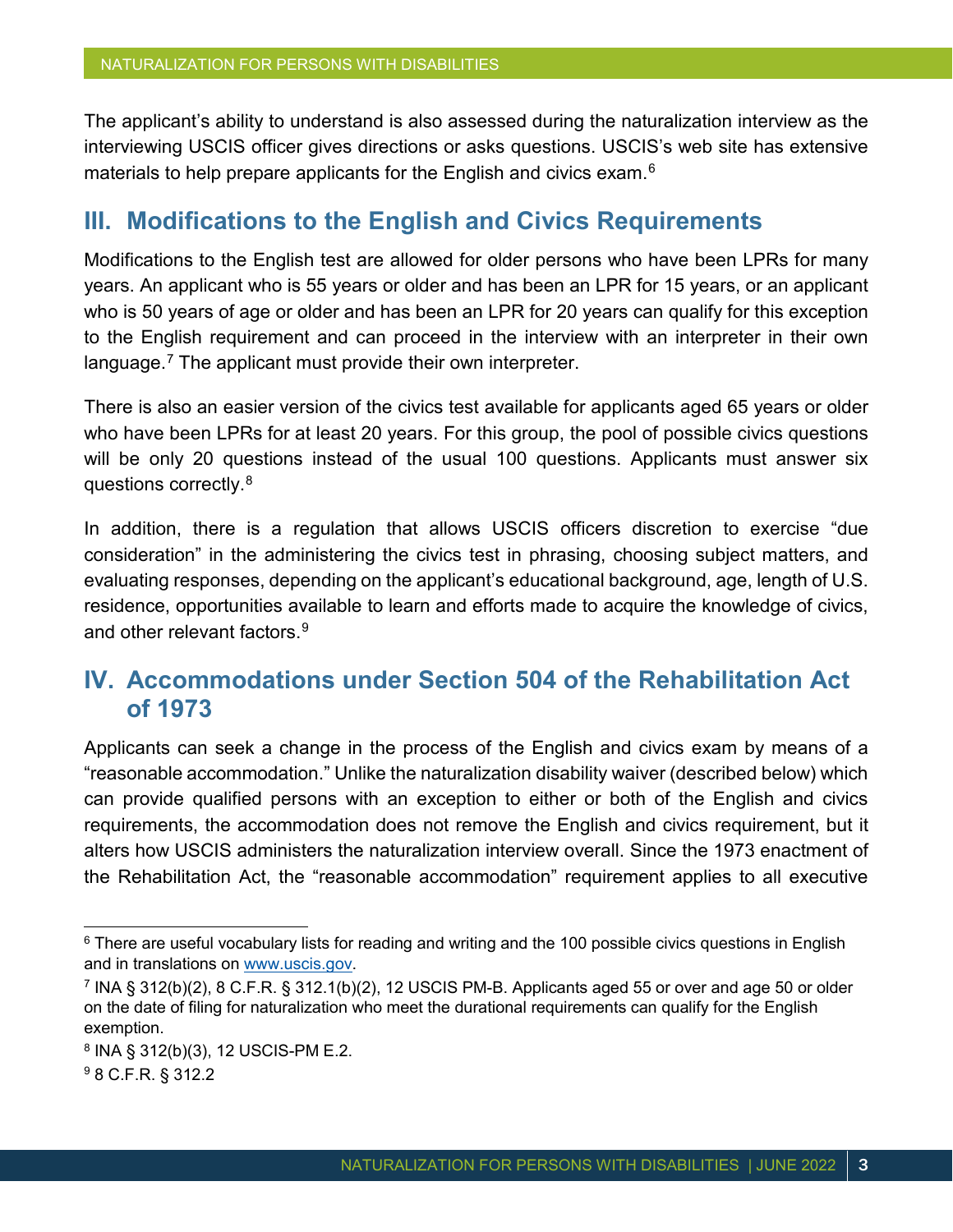The applicant's ability to understand is also assessed during the naturalization interview as the interviewing USCIS officer gives directions or asks questions. USCIS's web site has extensive materials to help prepare applicants for the English and civics exam.[6]

## III. Modifications to the English and Civics Requirements

Modifications to the English test are allowed for older persons who have been LPRs for many years. An applicant who is 55 years or older and has been an LPR for 15 years, or an applicant who is 50 years of age or older and has been an LPR for 20 years can qualify for this exception to the English requirement and can proceed in the interview with an interpreter in their own language.[7] The applicant must provide their own interpreter.

There is also an easier version of the civics test available for applicants aged 65 years or older who have been LPRs for at least 20 years. For this group, the pool of possible civics questions will be only 20 questions instead of the usual 100 questions. Applicants must answer six questions correctly.[8]

In addition, there is a regulation that allows USCIS officers discretion to exercise "due consideration" in the administering the civics test in phrasing, choosing subject matters, and evaluating responses, depending on the applicant's educational background, age, length of U.S. residence, opportunities available to learn and efforts made to acquire the knowledge of civics, and other relevant factors.[9]

## IV. Accommodations under Section 504 of the Rehabilitation Act of 1973

Applicants can seek a change in the process of the English and civics exam by means of a "reasonable accommodation." Unlike the naturalization disability waiver (described below) which can provide qualified persons with an exception to either or both of the English and civics requirements, the accommodation does not remove the English and civics requirement, but it alters how USCIS administers the naturalization interview overall. Since the 1973 enactment of the Rehabilitation Act, the "reasonable accommodation" requirement applies to all executive

---

[6] There are useful vocabulary lists for reading and writing and the 100 possible civics questions in English and in translations on www.uscis.gov.

[7] INA § 312(b)(2), 8 C.F.R. § 312.1(b)(2), 12 USCIS PM-B. Applicants aged 55 or over and age 50 or older on the date of filing for naturalization who meet the durational requirements can qualify for the English exemption.

[8] INA § 312(b)(3), 12 USCIS-PM E.2.

[9] 8 C.F.R. § 312.2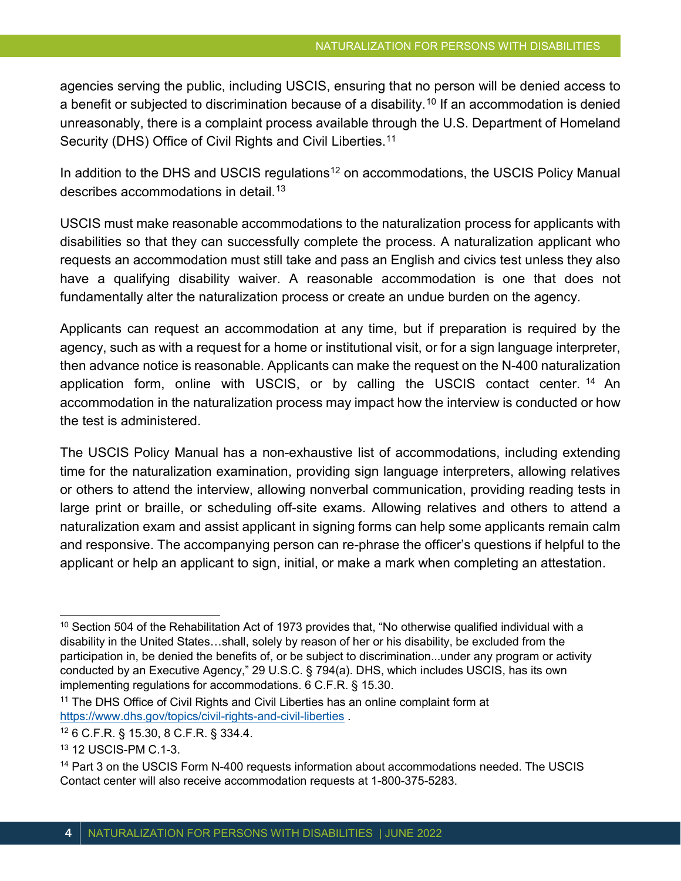agencies serving the public, including USCIS, ensuring that no person will be denied access to a benefit or subjected to discrimination because of a disability.[10] If an accommodation is denied unreasonably, there is a complaint process available through the U.S. Department of Homeland Security (DHS) Office of Civil Rights and Civil Liberties.[11]

In addition to the DHS and USCIS regulations[12] on accommodations, the USCIS Policy Manual describes accommodations in detail.[13]

USCIS must make reasonable accommodations to the naturalization process for applicants with disabilities so that they can successfully complete the process. A naturalization applicant who requests an accommodation must still take and pass an English and civics test unless they also have a qualifying disability waiver. A reasonable accommodation is one that does not fundamentally alter the naturalization process or create an undue burden on the agency.

Applicants can request an accommodation at any time, but if preparation is required by the agency, such as with a request for a home or institutional visit, or for a sign language interpreter, then advance notice is reasonable. Applicants can make the request on the N-400 naturalization application form, online with USCIS, or by calling the USCIS contact center.[14] An accommodation in the naturalization process may impact how the interview is conducted or how the test is administered.

The USCIS Policy Manual has a non-exhaustive list of accommodations, including extending time for the naturalization examination, providing sign language interpreters, allowing relatives or others to attend the interview, allowing nonverbal communication, providing reading tests in large print or braille, or scheduling off-site exams. Allowing relatives and others to attend a naturalization exam and assist applicant in signing forms can help some applicants remain calm and responsive. The accompanying person can re-phrase the officer's questions if helpful to the applicant or help an applicant to sign, initial, or make a mark when completing an attestation.

---

[10] Section 504 of the Rehabilitation Act of 1973 provides that, "No otherwise qualified individual with a disability in the United States…shall, solely by reason of her or his disability, be excluded from the participation in, be denied the benefits of, or be subject to discrimination...under any program or activity conducted by an Executive Agency," 29 U.S.C. § 794(a). DHS, which includes USCIS, has its own implementing regulations for accommodations. 6 C.F.R. § 15.30.

[11] The DHS Office of Civil Rights and Civil Liberties has an online complaint form at https://www.dhs.gov/topics/civil-rights-and-civil-liberties .

[12] 6 C.F.R. § 15.30, 8 C.F.R. § 334.4.

[13] 12 USCIS-PM C.1-3.

[14] Part 3 on the USCIS Form N-400 requests information about accommodations needed. The USCIS Contact center will also receive accommodation requests at 1-800-375-5283.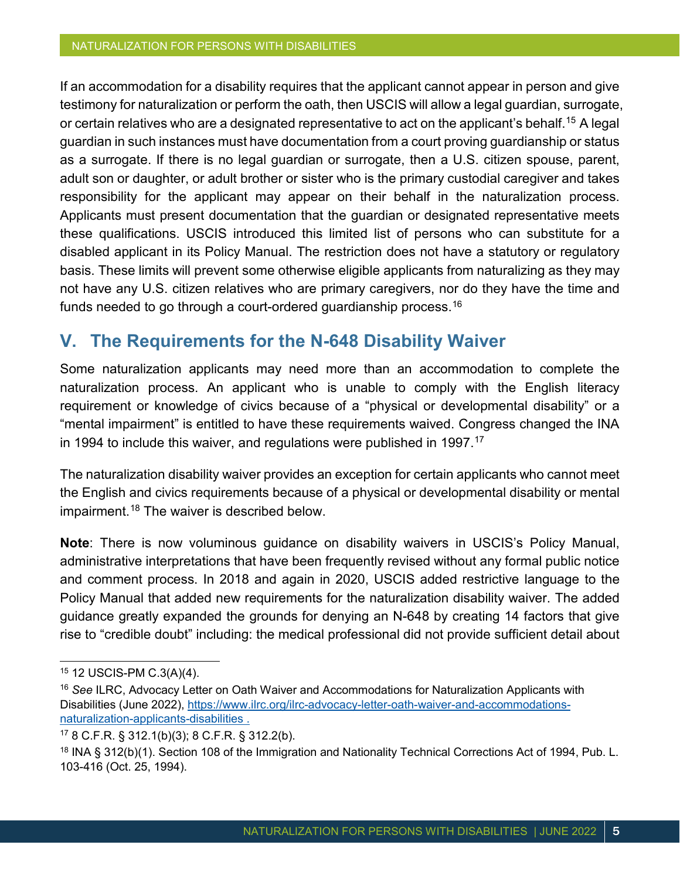If an accommodation for a disability requires that the applicant cannot appear in person and give testimony for naturalization or perform the oath, then USCIS will allow a legal guardian, surrogate, or certain relatives who are a designated representative to act on the applicant's behalf.[15] A legal guardian in such instances must have documentation from a court proving guardianship or status as a surrogate. If there is no legal guardian or surrogate, then a U.S. citizen spouse, parent, adult son or daughter, or adult brother or sister who is the primary custodial caregiver and takes responsibility for the applicant may appear on their behalf in the naturalization process. Applicants must present documentation that the guardian or designated representative meets these qualifications. USCIS introduced this limited list of persons who can substitute for a disabled applicant in its Policy Manual. The restriction does not have a statutory or regulatory basis. These limits will prevent some otherwise eligible applicants from naturalizing as they may not have any U.S. citizen relatives who are primary caregivers, nor do they have the time and funds needed to go through a court-ordered guardianship process.[16]

## V. The Requirements for the N-648 Disability Waiver

Some naturalization applicants may need more than an accommodation to complete the naturalization process. An applicant who is unable to comply with the English literacy requirement or knowledge of civics because of a "physical or developmental disability" or a "mental impairment" is entitled to have these requirements waived. Congress changed the INA in 1994 to include this waiver, and regulations were published in 1997.[17]

The naturalization disability waiver provides an exception for certain applicants who cannot meet the English and civics requirements because of a physical or developmental disability or mental impairment.[18] The waiver is described below.

**Note**: There is now voluminous guidance on disability waivers in USCIS's Policy Manual, administrative interpretations that have been frequently revised without any formal public notice and comment process. In 2018 and again in 2020, USCIS added restrictive language to the Policy Manual that added new requirements for the naturalization disability waiver. The added guidance greatly expanded the grounds for denying an N-648 by creating 14 factors that give rise to "credible doubt" including: the medical professional did not provide sufficient detail about

---

[15] 12 USCIS-PM C.3(A)(4).

[16] *See* ILRC, Advocacy Letter on Oath Waiver and Accommodations for Naturalization Applicants with Disabilities (June 2022), https://www.ilrc.org/ilrc-advocacy-letter-oath-waiver-and-accommodations-naturalization-applicants-disabilities .

[17] 8 C.F.R. § 312.1(b)(3); 8 C.F.R. § 312.2(b).

[18] INA § 312(b)(1). Section 108 of the Immigration and Nationality Technical Corrections Act of 1994, Pub. L. 103-416 (Oct. 25, 1994).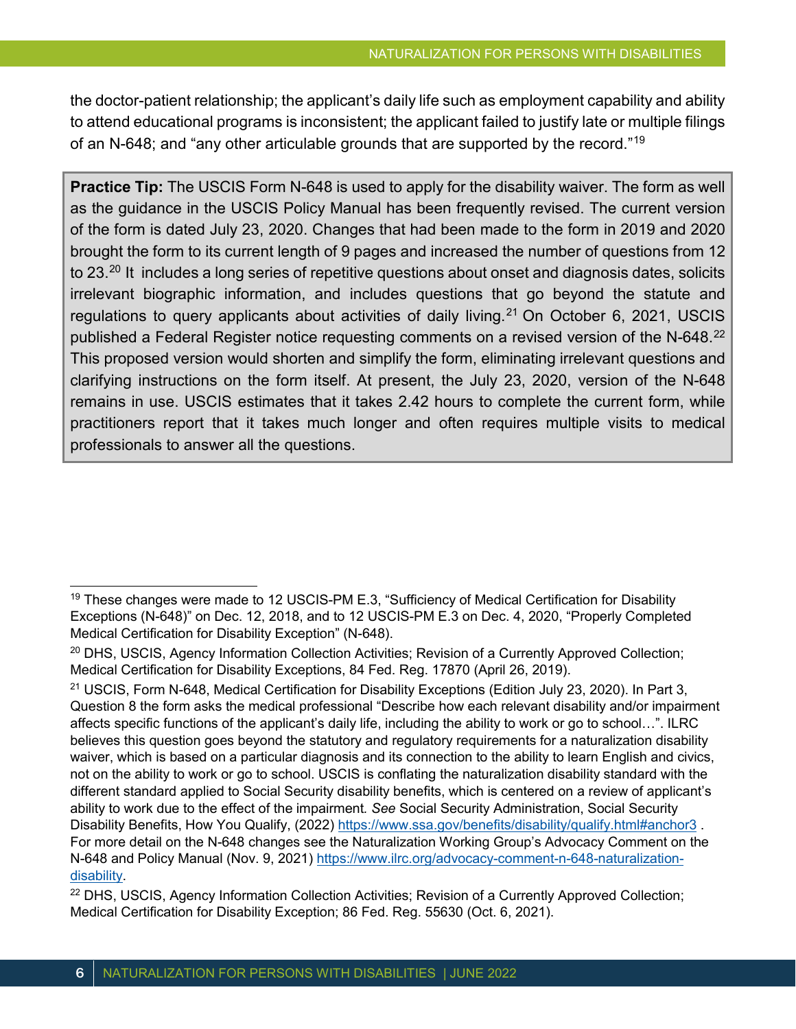the doctor-patient relationship; the applicant's daily life such as employment capability and ability to attend educational programs is inconsistent; the applicant failed to justify late or multiple filings of an N-648; and "any other articulable grounds that are supported by the record."[19]

> **Practice Tip:** The USCIS Form N-648 is used to apply for the disability waiver. The form as well as the guidance in the USCIS Policy Manual has been frequently revised. The current version of the form is dated July 23, 2020. Changes that had been made to the form in 2019 and 2020 brought the form to its current length of 9 pages and increased the number of questions from 12 to 23.[20] It includes a long series of repetitive questions about onset and diagnosis dates, solicits irrelevant biographic information, and includes questions that go beyond the statute and regulations to query applicants about activities of daily living.[21] On October 6, 2021, USCIS published a Federal Register notice requesting comments on a revised version of the N-648.[22] This proposed version would shorten and simplify the form, eliminating irrelevant questions and clarifying instructions on the form itself. At present, the July 23, 2020, version of the N-648 remains in use. USCIS estimates that it takes 2.42 hours to complete the current form, while practitioners report that it takes much longer and often requires multiple visits to medical professionals to answer all the questions.

---

[19] These changes were made to 12 USCIS-PM E.3, "Sufficiency of Medical Certification for Disability Exceptions (N-648)" on Dec. 12, 2018, and to 12 USCIS-PM E.3 on Dec. 4, 2020, "Properly Completed Medical Certification for Disability Exception" (N-648).

[20] DHS, USCIS, Agency Information Collection Activities; Revision of a Currently Approved Collection; Medical Certification for Disability Exceptions, 84 Fed. Reg. 17870 (April 26, 2019).

[21] USCIS, Form N-648, Medical Certification for Disability Exceptions (Edition July 23, 2020). In Part 3, Question 8 the form asks the medical professional "Describe how each relevant disability and/or impairment affects specific functions of the applicant's daily life, including the ability to work or go to school…". ILRC believes this question goes beyond the statutory and regulatory requirements for a naturalization disability waiver, which is based on a particular diagnosis and its connection to the ability to learn English and civics, not on the ability to work or go to school. USCIS is conflating the naturalization disability standard with the different standard applied to Social Security disability benefits, which is centered on a review of applicant's ability to work due to the effect of the impairment. *See* Social Security Administration, Social Security Disability Benefits, How You Qualify, (2022) https://www.ssa.gov/benefits/disability/qualify.html#anchor3 . For more detail on the N-648 changes see the Naturalization Working Group's Advocacy Comment on the N-648 and Policy Manual (Nov. 9, 2021) https://www.ilrc.org/advocacy-comment-n-648-naturalization-disability.

[22] DHS, USCIS, Agency Information Collection Activities; Revision of a Currently Approved Collection; Medical Certification for Disability Exception; 86 Fed. Reg. 55630 (Oct. 6, 2021).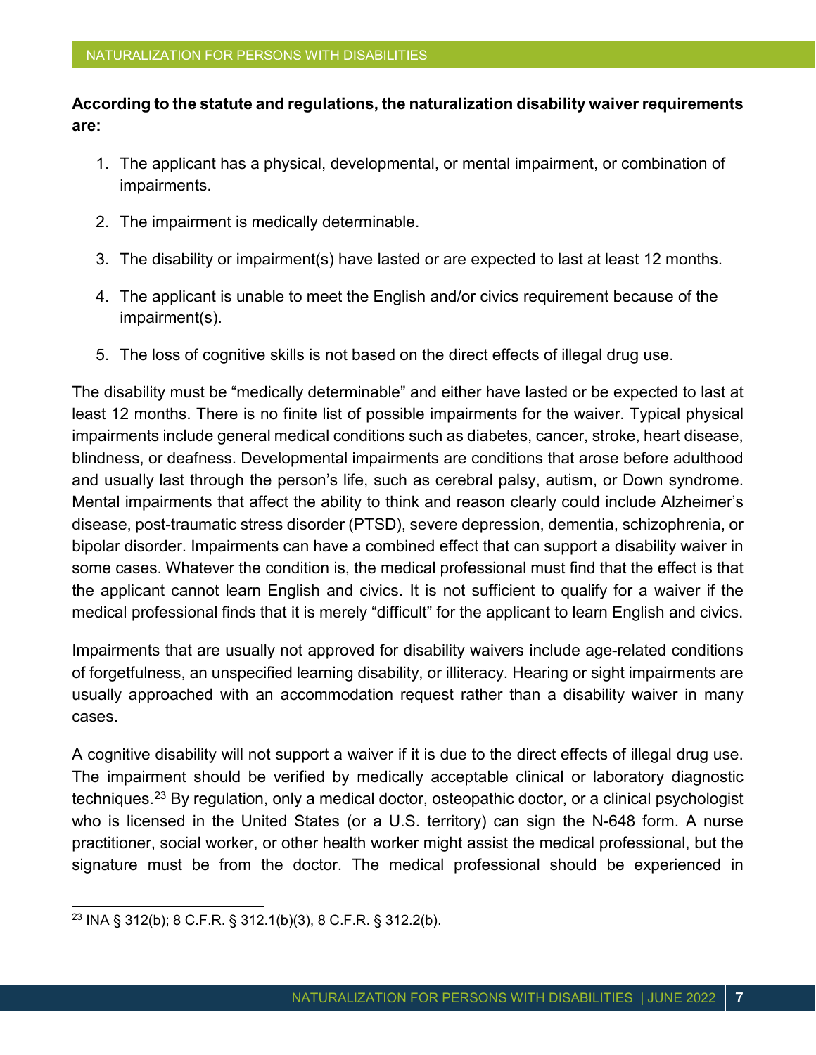**According to the statute and regulations, the naturalization disability waiver requirements are:**

1. The applicant has a physical, developmental, or mental impairment, or combination of impairments.

2. The impairment is medically determinable.

3. The disability or impairment(s) have lasted or are expected to last at least 12 months.

4. The applicant is unable to meet the English and/or civics requirement because of the impairment(s).

5. The loss of cognitive skills is not based on the direct effects of illegal drug use.

The disability must be "medically determinable" and either have lasted or be expected to last at least 12 months. There is no finite list of possible impairments for the waiver. Typical physical impairments include general medical conditions such as diabetes, cancer, stroke, heart disease, blindness, or deafness. Developmental impairments are conditions that arose before adulthood and usually last through the person's life, such as cerebral palsy, autism, or Down syndrome. Mental impairments that affect the ability to think and reason clearly could include Alzheimer's disease, post-traumatic stress disorder (PTSD), severe depression, dementia, schizophrenia, or bipolar disorder. Impairments can have a combined effect that can support a disability waiver in some cases. Whatever the condition is, the medical professional must find that the effect is that the applicant cannot learn English and civics. It is not sufficient to qualify for a waiver if the medical professional finds that it is merely "difficult" for the applicant to learn English and civics.

Impairments that are usually not approved for disability waivers include age-related conditions of forgetfulness, an unspecified learning disability, or illiteracy. Hearing or sight impairments are usually approached with an accommodation request rather than a disability waiver in many cases.

A cognitive disability will not support a waiver if it is due to the direct effects of illegal drug use. The impairment should be verified by medically acceptable clinical or laboratory diagnostic techniques.[23] By regulation, only a medical doctor, osteopathic doctor, or a clinical psychologist who is licensed in the United States (or a U.S. territory) can sign the N-648 form. A nurse practitioner, social worker, or other health worker might assist the medical professional, but the signature must be from the doctor. The medical professional should be experienced in

[23] INA § 312(b); 8 C.F.R. § 312.1(b)(3), 8 C.F.R. § 312.2(b).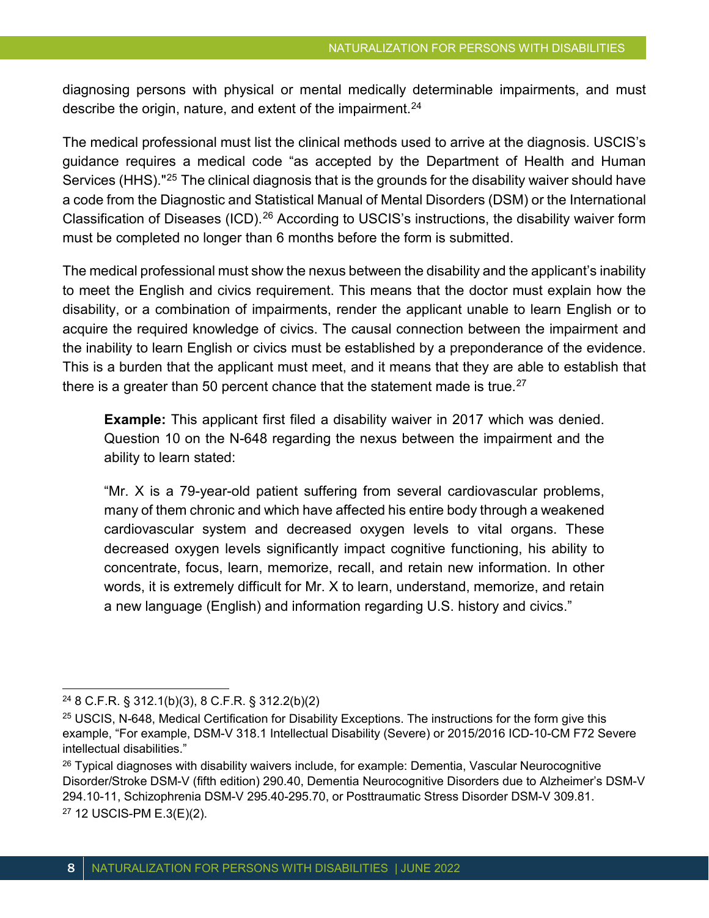diagnosing persons with physical or mental medically determinable impairments, and must describe the origin, nature, and extent of the impairment.[24]

The medical professional must list the clinical methods used to arrive at the diagnosis. USCIS's guidance requires a medical code "as accepted by the Department of Health and Human Services (HHS)."[25] The clinical diagnosis that is the grounds for the disability waiver should have a code from the Diagnostic and Statistical Manual of Mental Disorders (DSM) or the International Classification of Diseases (ICD).[26] According to USCIS's instructions, the disability waiver form must be completed no longer than 6 months before the form is submitted.

The medical professional must show the nexus between the disability and the applicant's inability to meet the English and civics requirement. This means that the doctor must explain how the disability, or a combination of impairments, render the applicant unable to learn English or to acquire the required knowledge of civics. The causal connection between the impairment and the inability to learn English or civics must be established by a preponderance of the evidence. This is a burden that the applicant must meet, and it means that they are able to establish that there is a greater than 50 percent chance that the statement made is true.[27]

> **Example:** This applicant first filed a disability waiver in 2017 which was denied. Question 10 on the N-648 regarding the nexus between the impairment and the ability to learn stated:
>
> "Mr. X is a 79-year-old patient suffering from several cardiovascular problems, many of them chronic and which have affected his entire body through a weakened cardiovascular system and decreased oxygen levels to vital organs. These decreased oxygen levels significantly impact cognitive functioning, his ability to concentrate, focus, learn, memorize, recall, and retain new information. In other words, it is extremely difficult for Mr. X to learn, understand, memorize, and retain a new language (English) and information regarding U.S. history and civics."

---

[24] 8 C.F.R. § 312.1(b)(3), 8 C.F.R. § 312.2(b)(2)

[25] USCIS, N-648, Medical Certification for Disability Exceptions. The instructions for the form give this example, "For example, DSM-V 318.1 Intellectual Disability (Severe) or 2015/2016 ICD-10-CM F72 Severe intellectual disabilities."

[26] Typical diagnoses with disability waivers include, for example: Dementia, Vascular Neurocognitive Disorder/Stroke DSM-V (fifth edition) 290.40, Dementia Neurocognitive Disorders due to Alzheimer's DSM-V 294.10-11, Schizophrenia DSM-V 295.40-295.70, or Posttraumatic Stress Disorder DSM-V 309.81.

[27] 12 USCIS-PM E.3(E)(2).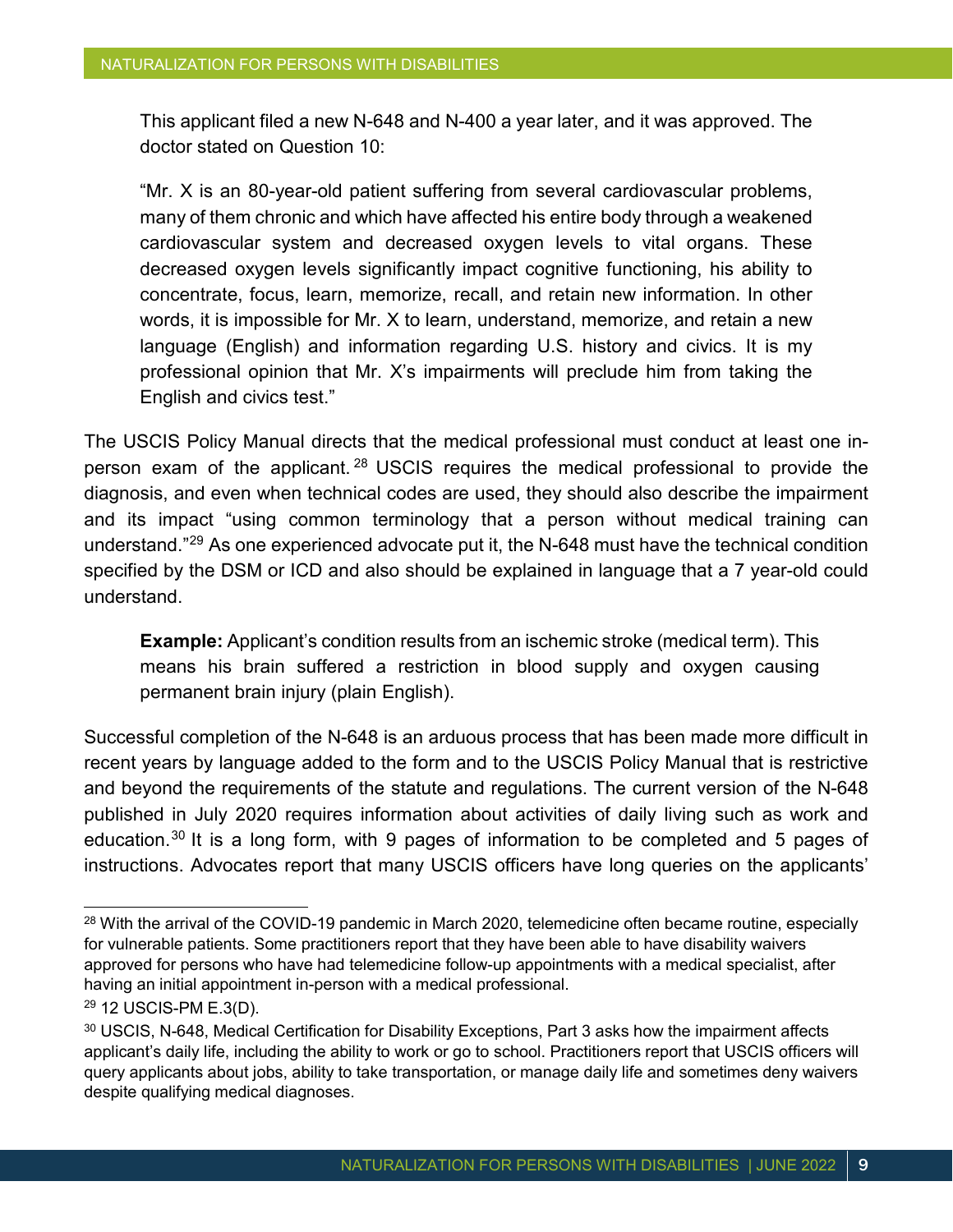This applicant filed a new N-648 and N-400 a year later, and it was approved. The doctor stated on Question 10:

> "Mr. X is an 80-year-old patient suffering from several cardiovascular problems, many of them chronic and which have affected his entire body through a weakened cardiovascular system and decreased oxygen levels to vital organs. These decreased oxygen levels significantly impact cognitive functioning, his ability to concentrate, focus, learn, memorize, recall, and retain new information. In other words, it is impossible for Mr. X to learn, understand, memorize, and retain a new language (English) and information regarding U.S. history and civics. It is my professional opinion that Mr. X's impairments will preclude him from taking the English and civics test."

The USCIS Policy Manual directs that the medical professional must conduct at least one in-person exam of the applicant.[28] USCIS requires the medical professional to provide the diagnosis, and even when technical codes are used, they should also describe the impairment and its impact "using common terminology that a person without medical training can understand."[29] As one experienced advocate put it, the N-648 must have the technical condition specified by the DSM or ICD and also should be explained in language that a 7 year-old could understand.

> **Example:** Applicant's condition results from an ischemic stroke (medical term). This means his brain suffered a restriction in blood supply and oxygen causing permanent brain injury (plain English).

Successful completion of the N-648 is an arduous process that has been made more difficult in recent years by language added to the form and to the USCIS Policy Manual that is restrictive and beyond the requirements of the statute and regulations. The current version of the N-648 published in July 2020 requires information about activities of daily living such as work and education.[30] It is a long form, with 9 pages of information to be completed and 5 pages of instructions. Advocates report that many USCIS officers have long queries on the applicants'

[28] With the arrival of the COVID-19 pandemic in March 2020, telemedicine often became routine, especially for vulnerable patients. Some practitioners report that they have been able to have disability waivers approved for persons who have had telemedicine follow-up appointments with a medical specialist, after having an initial appointment in-person with a medical professional.

[29] 12 USCIS-PM E.3(D).

[30] USCIS, N-648, Medical Certification for Disability Exceptions, Part 3 asks how the impairment affects applicant's daily life, including the ability to work or go to school. Practitioners report that USCIS officers will query applicants about jobs, ability to take transportation, or manage daily life and sometimes deny waivers despite qualifying medical diagnoses.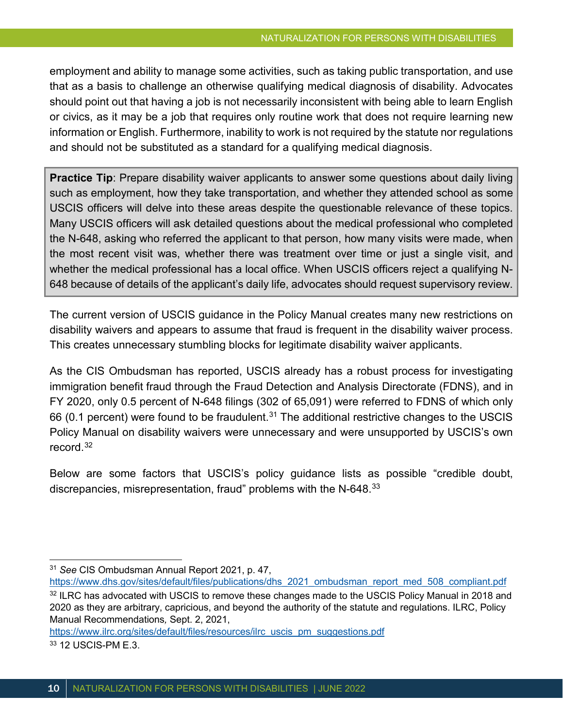employment and ability to manage some activities, such as taking public transportation, and use that as a basis to challenge an otherwise qualifying medical diagnosis of disability. Advocates should point out that having a job is not necessarily inconsistent with being able to learn English or civics, as it may be a job that requires only routine work that does not require learning new information or English. Furthermore, inability to work is not required by the statute nor regulations and should not be substituted as a standard for a qualifying medical diagnosis.

> **Practice Tip**: Prepare disability waiver applicants to answer some questions about daily living such as employment, how they take transportation, and whether they attended school as some USCIS officers will delve into these areas despite the questionable relevance of these topics. Many USCIS officers will ask detailed questions about the medical professional who completed the N-648, asking who referred the applicant to that person, how many visits were made, when the most recent visit was, whether there was treatment over time or just a single visit, and whether the medical professional has a local office. When USCIS officers reject a qualifying N-648 because of details of the applicant's daily life, advocates should request supervisory review.

The current version of USCIS guidance in the Policy Manual creates many new restrictions on disability waivers and appears to assume that fraud is frequent in the disability waiver process. This creates unnecessary stumbling blocks for legitimate disability waiver applicants.

As the CIS Ombudsman has reported, USCIS already has a robust process for investigating immigration benefit fraud through the Fraud Detection and Analysis Directorate (FDNS), and in FY 2020, only 0.5 percent of N-648 filings (302 of 65,091) were referred to FDNS of which only 66 (0.1 percent) were found to be fraudulent.[31] The additional restrictive changes to the USCIS Policy Manual on disability waivers were unnecessary and were unsupported by USCIS's own record.[32]

Below are some factors that USCIS's policy guidance lists as possible "credible doubt, discrepancies, misrepresentation, fraud" problems with the N-648.[33]

---

[31] *See* CIS Ombudsman Annual Report 2021, p. 47, https://www.dhs.gov/sites/default/files/publications/dhs_2021_ombudsman_report_med_508_compliant.pdf

[32] ILRC has advocated with USCIS to remove these changes made to the USCIS Policy Manual in 2018 and 2020 as they are arbitrary, capricious, and beyond the authority of the statute and regulations. ILRC, Policy Manual Recommendations*,* Sept. 2, 2021, https://www.ilrc.org/sites/default/files/resources/ilrc_uscis_pm_suggestions.pdf

[33] 12 USCIS-PM E.3.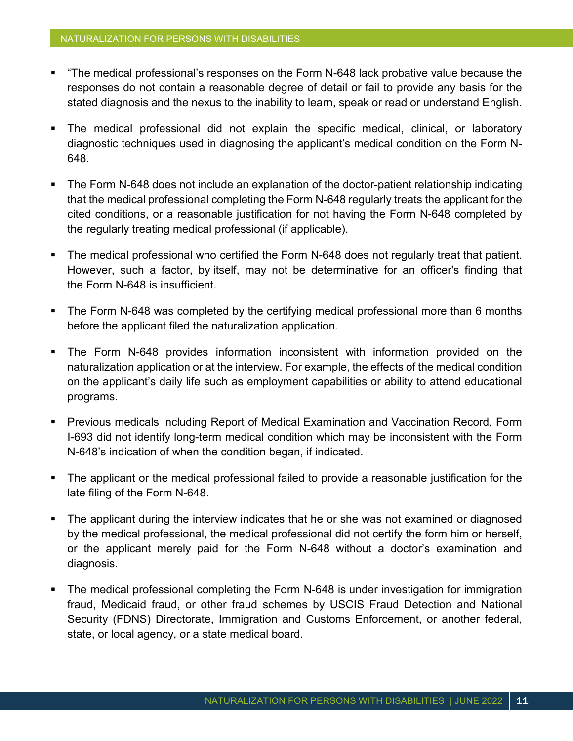- "The medical professional's responses on the Form N-648 lack probative value because the responses do not contain a reasonable degree of detail or fail to provide any basis for the stated diagnosis and the nexus to the inability to learn, speak or read or understand English.

- The medical professional did not explain the specific medical, clinical, or laboratory diagnostic techniques used in diagnosing the applicant's medical condition on the Form N-648.

- The Form N-648 does not include an explanation of the doctor-patient relationship indicating that the medical professional completing the Form N-648 regularly treats the applicant for the cited conditions, or a reasonable justification for not having the Form N-648 completed by the regularly treating medical professional (if applicable).

- The medical professional who certified the Form N-648 does not regularly treat that patient. However, such a factor, by itself, may not be determinative for an officer's finding that the Form N-648 is insufficient.

- The Form N-648 was completed by the certifying medical professional more than 6 months before the applicant filed the naturalization application.

- The Form N-648 provides information inconsistent with information provided on the naturalization application or at the interview. For example, the effects of the medical condition on the applicant's daily life such as employment capabilities or ability to attend educational programs.

- Previous medicals including Report of Medical Examination and Vaccination Record, Form I-693 did not identify long-term medical condition which may be inconsistent with the Form N-648's indication of when the condition began, if indicated.

- The applicant or the medical professional failed to provide a reasonable justification for the late filing of the Form N-648.

- The applicant during the interview indicates that he or she was not examined or diagnosed by the medical professional, the medical professional did not certify the form him or herself, or the applicant merely paid for the Form N-648 without a doctor's examination and diagnosis.

- The medical professional completing the Form N-648 is under investigation for immigration fraud, Medicaid fraud, or other fraud schemes by USCIS Fraud Detection and National Security (FDNS) Directorate, Immigration and Customs Enforcement, or another federal, state, or local agency, or a state medical board.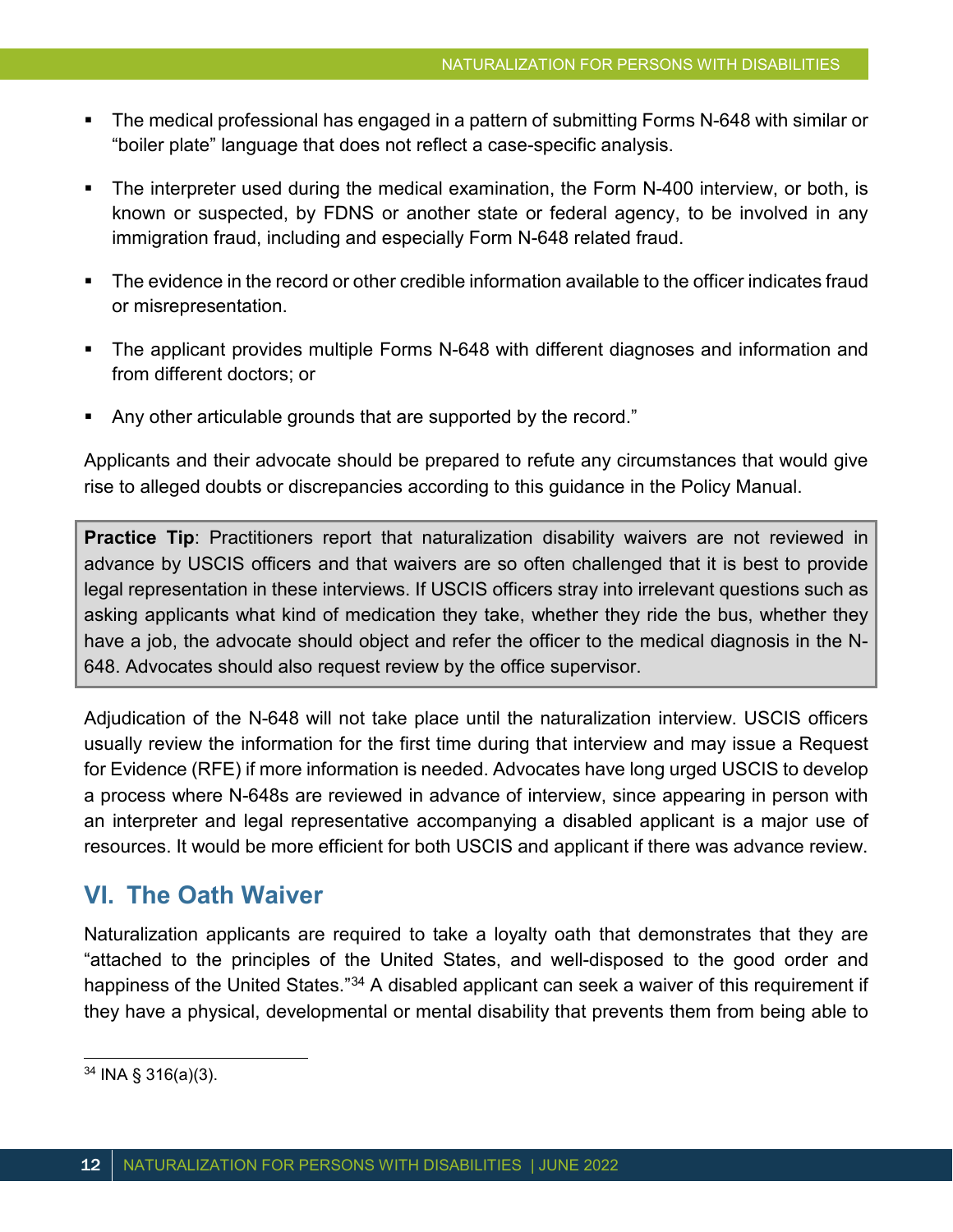- The medical professional has engaged in a pattern of submitting Forms N-648 with similar or "boiler plate" language that does not reflect a case-specific analysis.
- The interpreter used during the medical examination, the Form N-400 interview, or both, is known or suspected, by FDNS or another state or federal agency, to be involved in any immigration fraud, including and especially Form N-648 related fraud.
- The evidence in the record or other credible information available to the officer indicates fraud or misrepresentation.
- The applicant provides multiple Forms N-648 with different diagnoses and information and from different doctors; or
- Any other articulable grounds that are supported by the record."

Applicants and their advocate should be prepared to refute any circumstances that would give rise to alleged doubts or discrepancies according to this guidance in the Policy Manual.

> **Practice Tip**: Practitioners report that naturalization disability waivers are not reviewed in advance by USCIS officers and that waivers are so often challenged that it is best to provide legal representation in these interviews. If USCIS officers stray into irrelevant questions such as asking applicants what kind of medication they take, whether they ride the bus, whether they have a job, the advocate should object and refer the officer to the medical diagnosis in the N-648. Advocates should also request review by the office supervisor.

Adjudication of the N-648 will not take place until the naturalization interview. USCIS officers usually review the information for the first time during that interview and may issue a Request for Evidence (RFE) if more information is needed. Advocates have long urged USCIS to develop a process where N-648s are reviewed in advance of interview, since appearing in person with an interpreter and legal representative accompanying a disabled applicant is a major use of resources. It would be more efficient for both USCIS and applicant if there was advance review.

## VI. The Oath Waiver

Naturalization applicants are required to take a loyalty oath that demonstrates that they are "attached to the principles of the United States, and well-disposed to the good order and happiness of the United States."[34] A disabled applicant can seek a waiver of this requirement if they have a physical, developmental or mental disability that prevents them from being able to

[34] INA § 316(a)(3).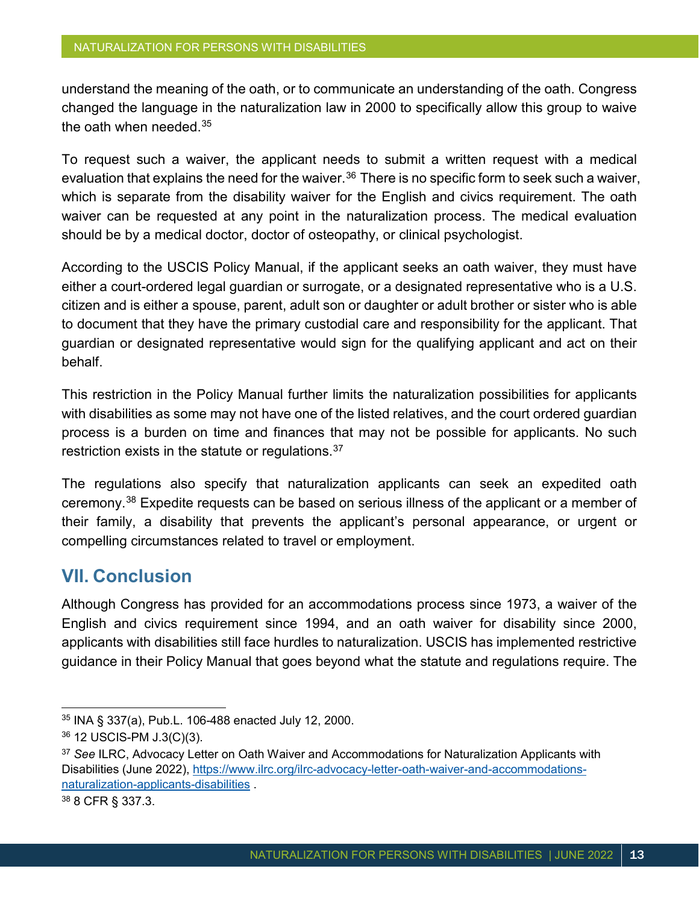understand the meaning of the oath, or to communicate an understanding of the oath. Congress changed the language in the naturalization law in 2000 to specifically allow this group to waive the oath when needed.[35]

To request such a waiver, the applicant needs to submit a written request with a medical evaluation that explains the need for the waiver.[36] There is no specific form to seek such a waiver, which is separate from the disability waiver for the English and civics requirement. The oath waiver can be requested at any point in the naturalization process. The medical evaluation should be by a medical doctor, doctor of osteopathy, or clinical psychologist.

According to the USCIS Policy Manual, if the applicant seeks an oath waiver, they must have either a court-ordered legal guardian or surrogate, or a designated representative who is a U.S. citizen and is either a spouse, parent, adult son or daughter or adult brother or sister who is able to document that they have the primary custodial care and responsibility for the applicant. That guardian or designated representative would sign for the qualifying applicant and act on their behalf.

This restriction in the Policy Manual further limits the naturalization possibilities for applicants with disabilities as some may not have one of the listed relatives, and the court ordered guardian process is a burden on time and finances that may not be possible for applicants. No such restriction exists in the statute or regulations.[37]

The regulations also specify that naturalization applicants can seek an expedited oath ceremony.[38] Expedite requests can be based on serious illness of the applicant or a member of their family, a disability that prevents the applicant's personal appearance, or urgent or compelling circumstances related to travel or employment.

## VII. Conclusion

Although Congress has provided for an accommodations process since 1973, a waiver of the English and civics requirement since 1994, and an oath waiver for disability since 2000, applicants with disabilities still face hurdles to naturalization. USCIS has implemented restrictive guidance in their Policy Manual that goes beyond what the statute and regulations require. The

---

[35] INA § 337(a), Pub.L. 106-488 enacted July 12, 2000.

[36] 12 USCIS-PM J.3(C)(3).

[37] *See* ILRC, Advocacy Letter on Oath Waiver and Accommodations for Naturalization Applicants with Disabilities (June 2022), [https://www.ilrc.org/ilrc-advocacy-letter-oath-waiver-and-accommodations-naturalization-applicants-disabilities](https://www.ilrc.org/ilrc-advocacy-letter-oath-waiver-and-accommodations-naturalization-applicants-disabilities) .

[38] 8 CFR § 337.3.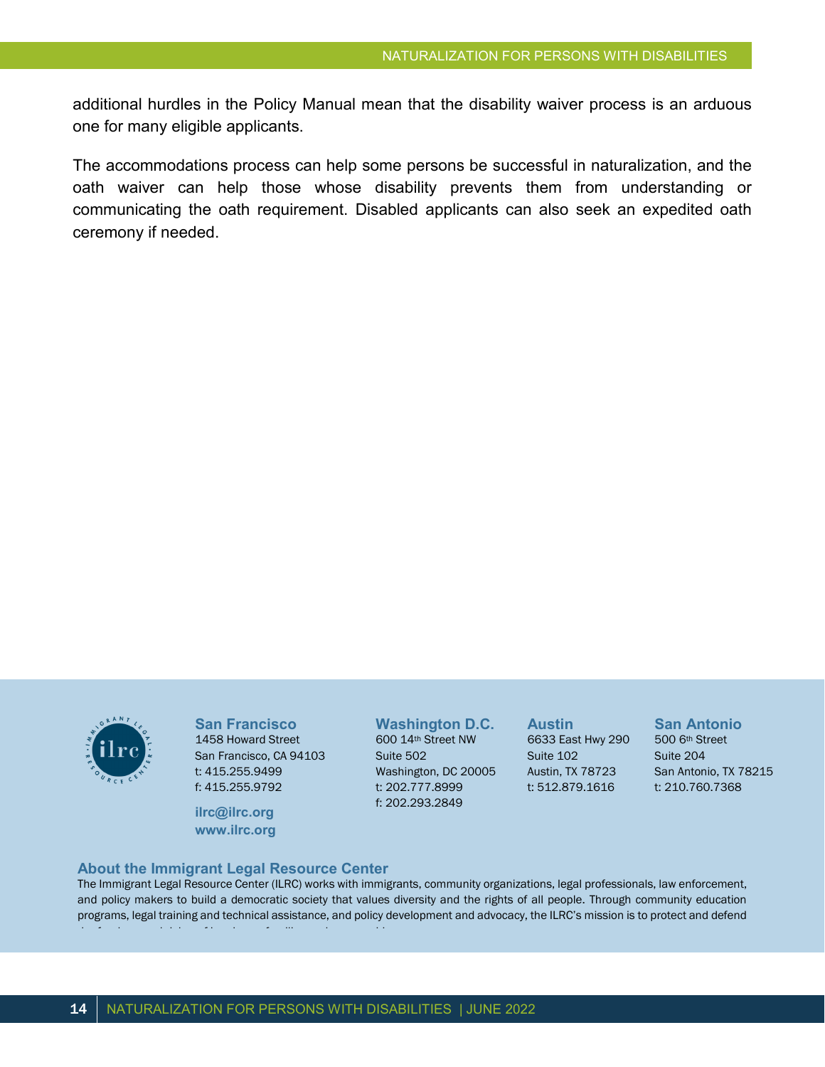additional hurdles in the Policy Manual mean that the disability waiver process is an arduous one for many eligible applicants.

The accommodations process can help some persons be successful in naturalization, and the oath waiver can help those whose disability prevents them from understanding or communicating the oath requirement. Disabled applicants can also seek an expedited oath ceremony if needed.

**San Francisco**
1458 Howard Street
San Francisco, CA 94103
t: 415.255.9499
f: 415.255.9792

**ilrc@ilrc.org**
**www.ilrc.org**

**Washington D.C.**
600 14th Street NW
Suite 502
Washington, DC 20005
t: 202.777.8999
f: 202.293.2849

**Austin**
6633 East Hwy 290
Suite 102
Austin, TX 78723
t: 512.879.1616

**San Antonio**
500 6th Street
Suite 204
San Antonio, TX 78215
t: 210.760.7368

### About the Immigrant Legal Resource Center

The Immigrant Legal Resource Center (ILRC) works with immigrants, community organizations, legal professionals, law enforcement, and policy makers to build a democratic society that values diversity and the rights of all people. Through community education programs, legal training and technical assistance, and policy development and advocacy, the ILRC's mission is to protect and defend